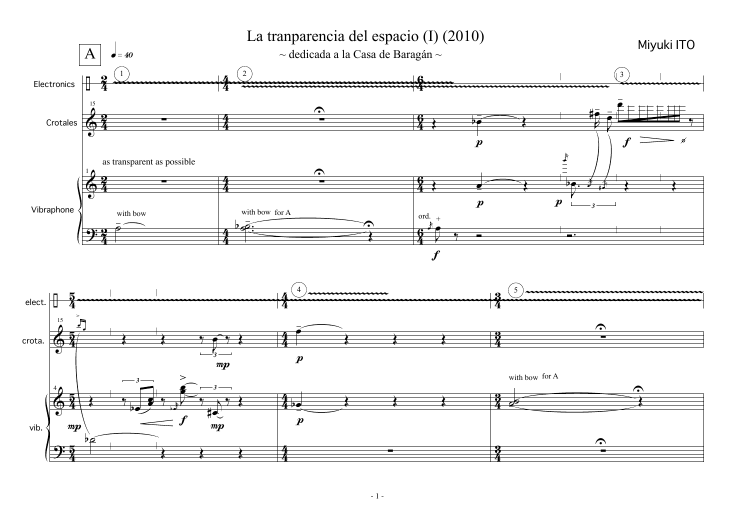# La tranparencia del espacio (I) (2010)

~ dedicada a la Casa de Baragán ~

Miyuki ITO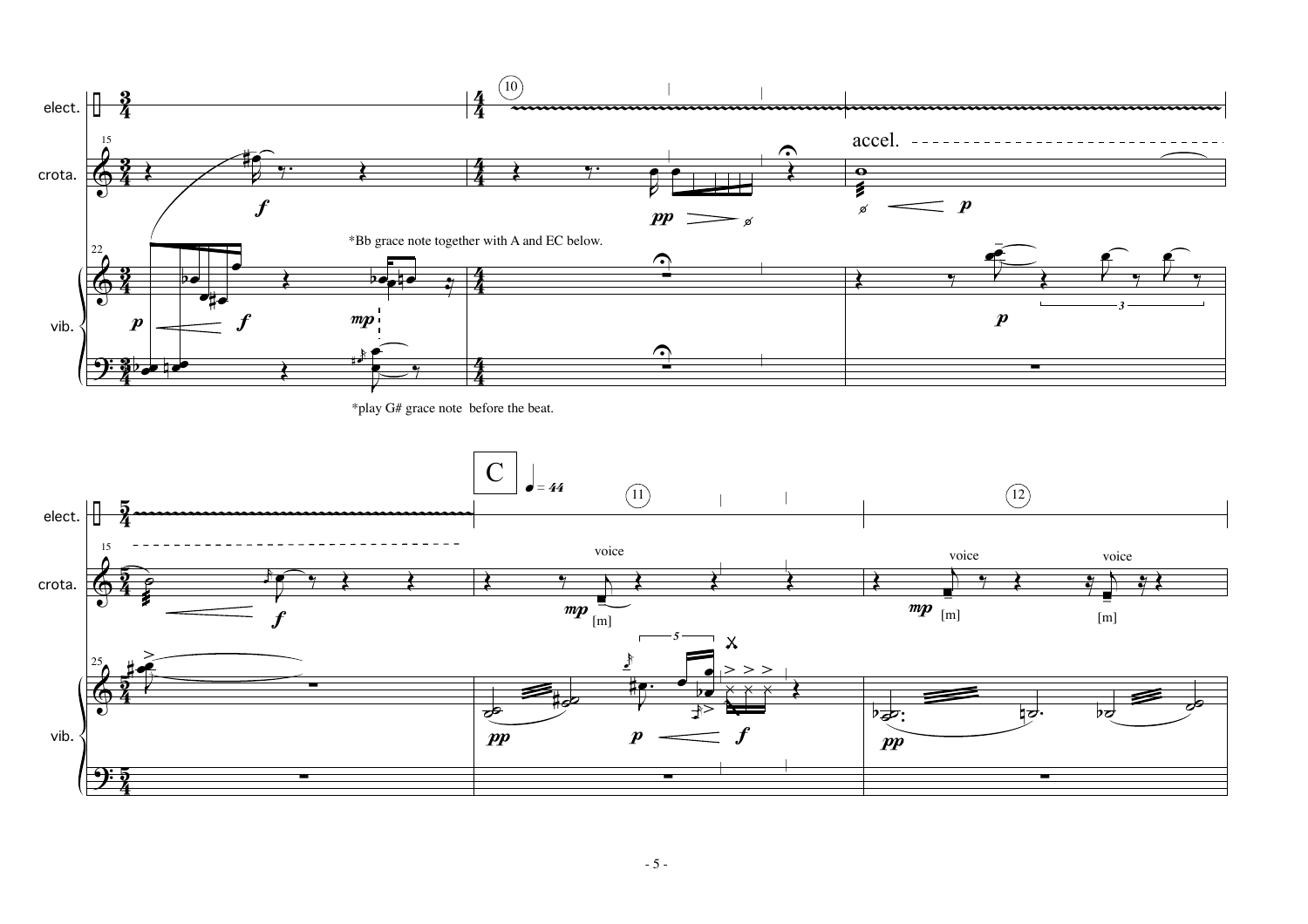*Bb grace note together with A and EC below.

*play G# grace note before the beat.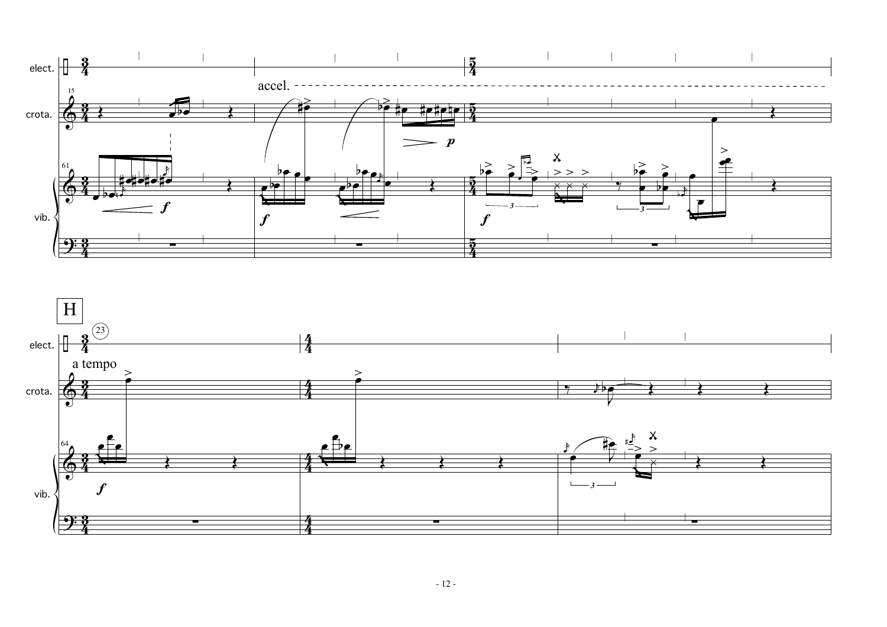elect.

crota.

vib.

accel.

H

a tempo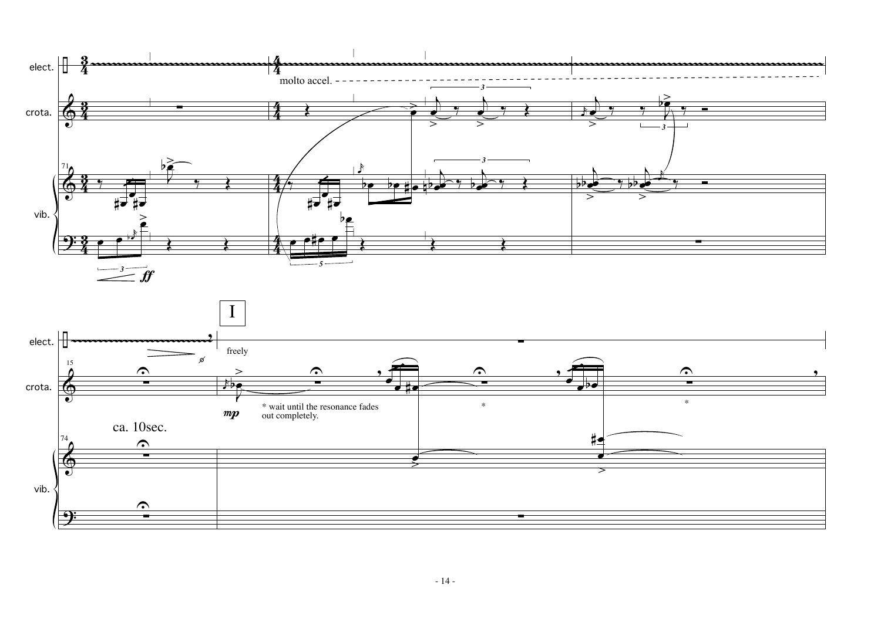molto accel.

I

freely

ca. 10sec.

\* wait until the resonance fades out completely.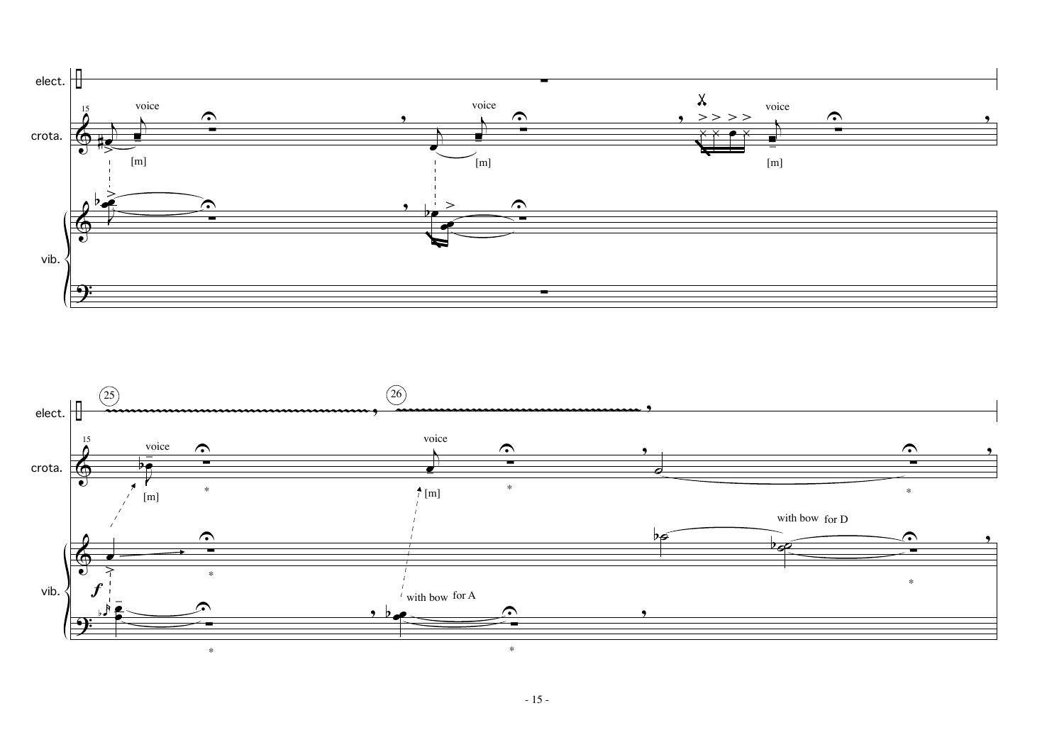elect.

crota.

voice

voice

voice

[m]

[m]

[m]

vib.

elect.

25

26

crota.

voice

voice

[m]

[m]

*

*

*

with bow for D

vib.

*

*

*

with bow for A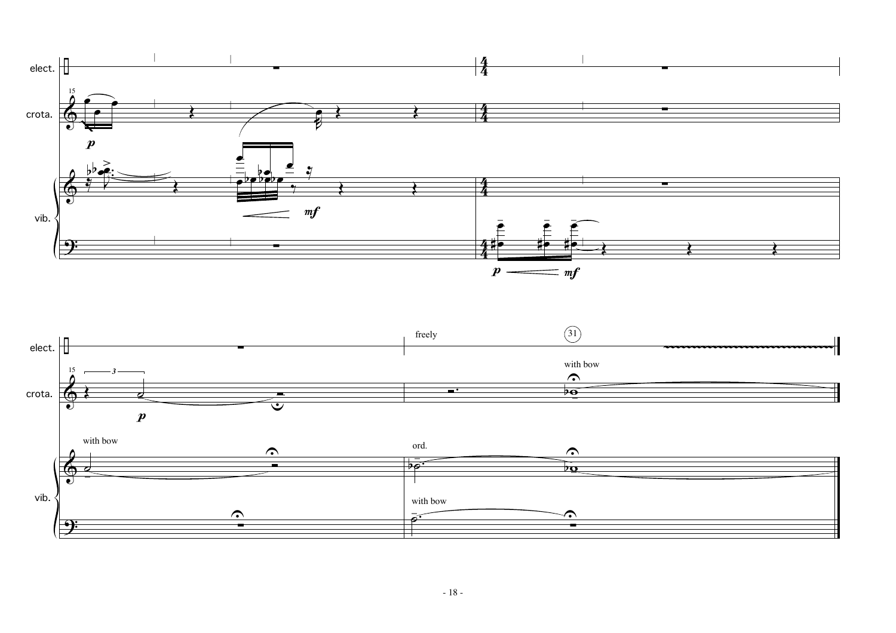elect.

crota.

vib.

elect.

crota.

vib.

with bow

ord.

freely

31

with bow

with bow